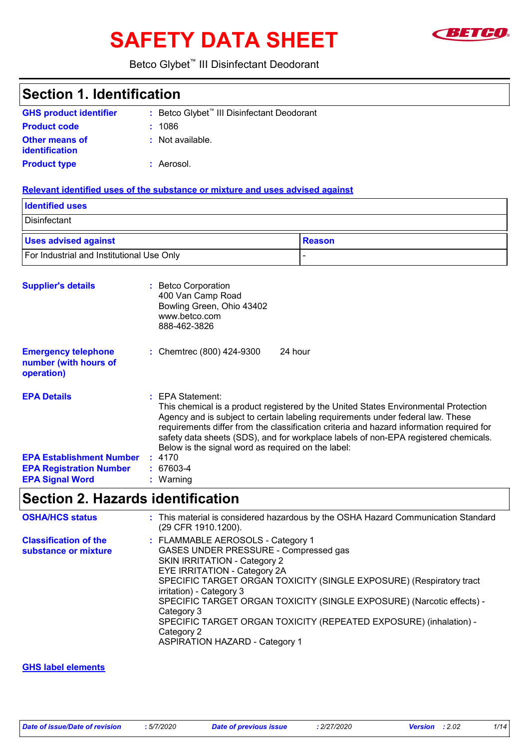# SAFETY DATA SHEET

Betco Glybet™ III Disinfectant Deodorant

## Section 1. Identification

**GHS product identifier** : Betco Glybet™ III Disinfectant Deodorant

**Product code** : 1086

**Other means of identification** : Not available.

**Product type** : Aerosol.

**Relevant identified uses of the substance or mixture and uses advised against**

| Identified uses |
|---|
| Disinfectant |

| Uses advised against | Reason |
|---|---|
| For Industrial and Institutional Use Only | - |

**Supplier's details** : Betco Corporation
400 Van Camp Road
Bowling Green, Ohio 43402
www.betco.com
888-462-3826

**Emergency telephone number (with hours of operation)** : Chemtrec (800) 424-9300 24 hour

**EPA Details** : EPA Statement:
This chemical is a product registered by the United States Environmental Protection Agency and is subject to certain labeling requirements under federal law. These requirements differ from the classification criteria and hazard information required for safety data sheets (SDS), and for workplace labels of non-EPA registered chemicals. Below is the signal word as required on the label:

**EPA Establishment Number** : 4170

**EPA Registration Number** : 67603-4

**EPA Signal Word** : Warning

## Section 2. Hazards identification

**OSHA/HCS status** : This material is considered hazardous by the OSHA Hazard Communication Standard (29 CFR 1910.1200).

**Classification of the substance or mixture** : FLAMMABLE AEROSOLS - Category 1
GASES UNDER PRESSURE - Compressed gas
SKIN IRRITATION - Category 2
EYE IRRITATION - Category 2A
SPECIFIC TARGET ORGAN TOXICITY (SINGLE EXPOSURE) (Respiratory tract irritation) - Category 3
SPECIFIC TARGET ORGAN TOXICITY (SINGLE EXPOSURE) (Narcotic effects) - Category 3
SPECIFIC TARGET ORGAN TOXICITY (REPEATED EXPOSURE) (inhalation) - Category 2
ASPIRATION HAZARD - Category 1

**GHS label elements**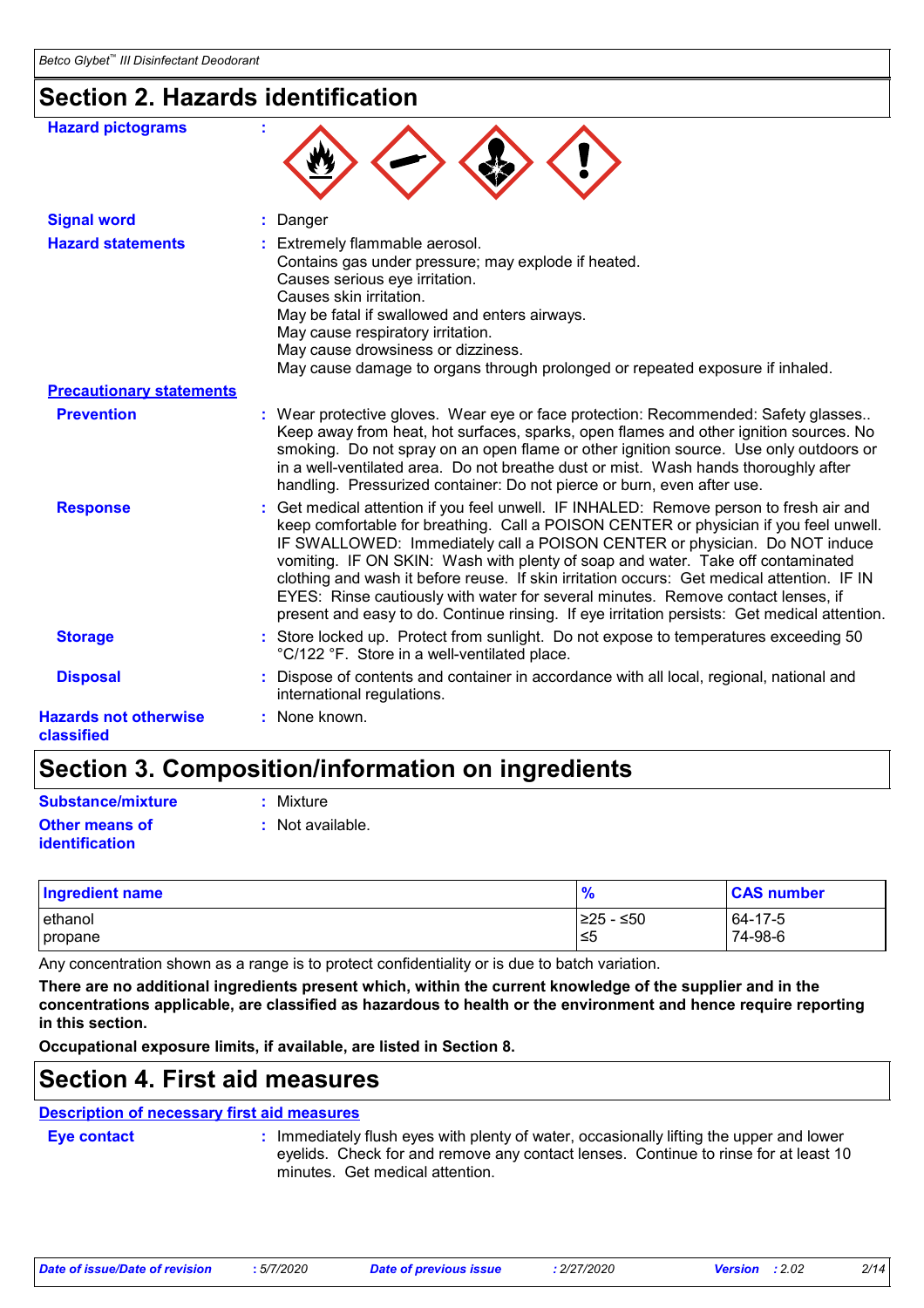## Section 2. Hazards identification

**Hazard pictograms** :

**Signal word** : Danger

**Hazard statements** : Extremely flammable aerosol.
Contains gas under pressure; may explode if heated.
Causes serious eye irritation.
Causes skin irritation.
May be fatal if swallowed and enters airways.
May cause respiratory irritation.
May cause drowsiness or dizziness.
May cause damage to organs through prolonged or repeated exposure if inhaled.

**Precautionary statements**

**Prevention** : Wear protective gloves. Wear eye or face protection: Recommended: Safety glasses.. Keep away from heat, hot surfaces, sparks, open flames and other ignition sources. No smoking. Do not spray on an open flame or other ignition source. Use only outdoors or in a well-ventilated area. Do not breathe dust or mist. Wash hands thoroughly after handling. Pressurized container: Do not pierce or burn, even after use.

**Response** : Get medical attention if you feel unwell. IF INHALED: Remove person to fresh air and keep comfortable for breathing. Call a POISON CENTER or physician if you feel unwell. IF SWALLOWED: Immediately call a POISON CENTER or physician. Do NOT induce vomiting. IF ON SKIN: Wash with plenty of soap and water. Take off contaminated clothing and wash it before reuse. If skin irritation occurs: Get medical attention. IF IN EYES: Rinse cautiously with water for several minutes. Remove contact lenses, if present and easy to do. Continue rinsing. If eye irritation persists: Get medical attention.

**Storage** : Store locked up. Protect from sunlight. Do not expose to temperatures exceeding 50 °C/122 °F. Store in a well-ventilated place.

**Disposal** : Dispose of contents and container in accordance with all local, regional, national and international regulations.

**Hazards not otherwise classified** : None known.

## Section 3. Composition/information on ingredients

**Substance/mixture** : Mixture

**Other means of identification** : Not available.

| Ingredient name | % | CAS number |
|---|---|---|
| ethanol | ≥25 - ≤50 | 64-17-5 |
| propane | ≤5 | 74-98-6 |

Any concentration shown as a range is to protect confidentiality or is due to batch variation.

**There are no additional ingredients present which, within the current knowledge of the supplier and in the concentrations applicable, are classified as hazardous to health or the environment and hence require reporting in this section.**

**Occupational exposure limits, if available, are listed in Section 8.**

## Section 4. First aid measures

**Description of necessary first aid measures**

**Eye contact** : Immediately flush eyes with plenty of water, occasionally lifting the upper and lower eyelids. Check for and remove any contact lenses. Continue to rinse for at least 10 minutes. Get medical attention.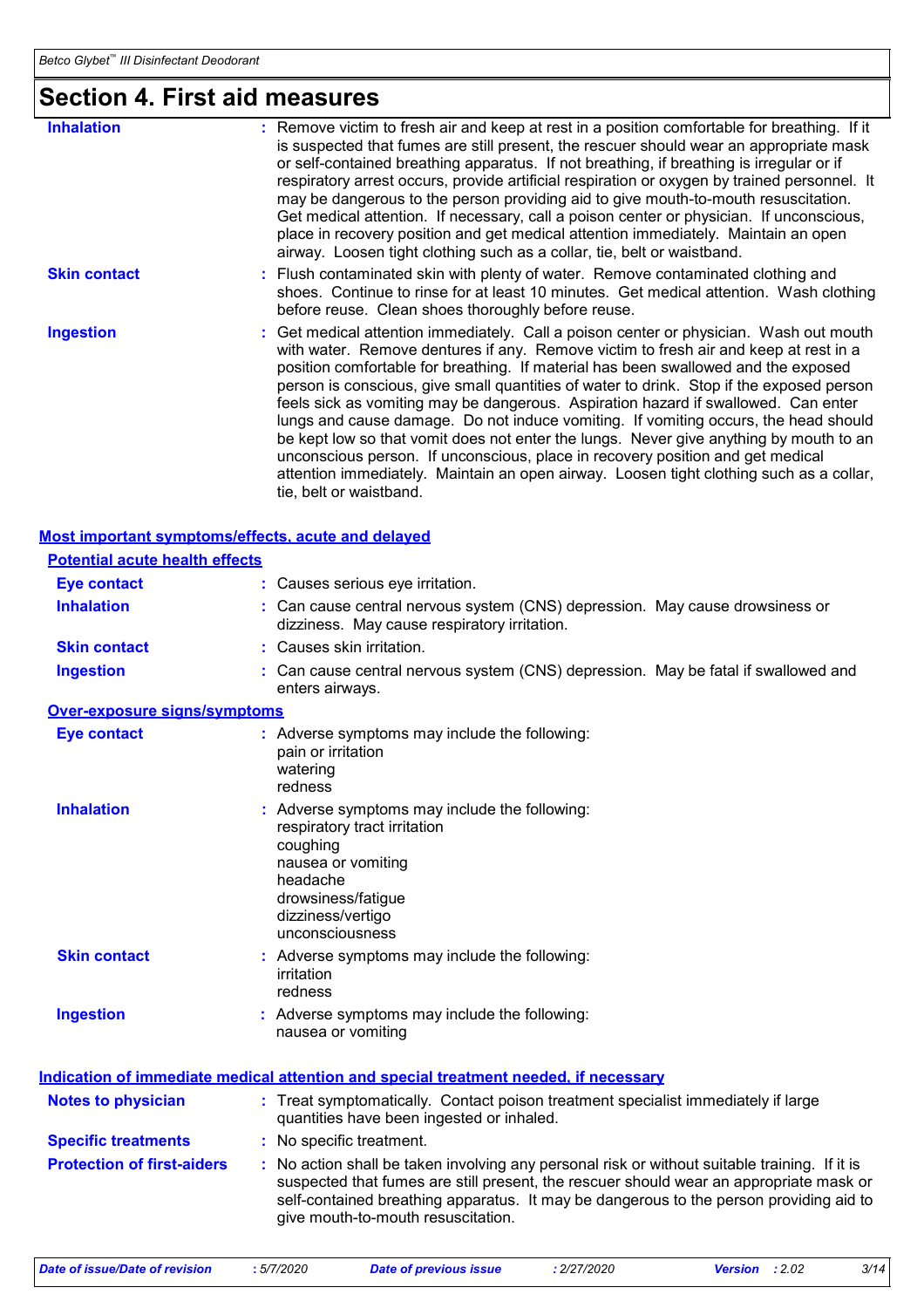# Section 4. First aid measures

**Inhalation** : Remove victim to fresh air and keep at rest in a position comfortable for breathing. If it is suspected that fumes are still present, the rescuer should wear an appropriate mask or self-contained breathing apparatus. If not breathing, if breathing is irregular or if respiratory arrest occurs, provide artificial respiration or oxygen by trained personnel. It may be dangerous to the person providing aid to give mouth-to-mouth resuscitation. Get medical attention. If necessary, call a poison center or physician. If unconscious, place in recovery position and get medical attention immediately. Maintain an open airway. Loosen tight clothing such as a collar, tie, belt or waistband.

**Skin contact** : Flush contaminated skin with plenty of water. Remove contaminated clothing and shoes. Continue to rinse for at least 10 minutes. Get medical attention. Wash clothing before reuse. Clean shoes thoroughly before reuse.

**Ingestion** : Get medical attention immediately. Call a poison center or physician. Wash out mouth with water. Remove dentures if any. Remove victim to fresh air and keep at rest in a position comfortable for breathing. If material has been swallowed and the exposed person is conscious, give small quantities of water to drink. Stop if the exposed person feels sick as vomiting may be dangerous. Aspiration hazard if swallowed. Can enter lungs and cause damage. Do not induce vomiting. If vomiting occurs, the head should be kept low so that vomit does not enter the lungs. Never give anything by mouth to an unconscious person. If unconscious, place in recovery position and get medical attention immediately. Maintain an open airway. Loosen tight clothing such as a collar, tie, belt or waistband.

## Most important symptoms/effects, acute and delayed

### Potential acute health effects

**Eye contact** : Causes serious eye irritation.

**Inhalation** : Can cause central nervous system (CNS) depression. May cause drowsiness or dizziness. May cause respiratory irritation.

**Skin contact** : Causes skin irritation.

**Ingestion** : Can cause central nervous system (CNS) depression. May be fatal if swallowed and enters airways.

### Over-exposure signs/symptoms

**Eye contact** : Adverse symptoms may include the following:
pain or irritation
watering
redness

**Inhalation** : Adverse symptoms may include the following:
respiratory tract irritation
coughing
nausea or vomiting
headache
drowsiness/fatigue
dizziness/vertigo
unconsciousness

**Skin contact** : Adverse symptoms may include the following:
irritation
redness

**Ingestion** : Adverse symptoms may include the following:
nausea or vomiting

## Indication of immediate medical attention and special treatment needed, if necessary

**Notes to physician** : Treat symptomatically. Contact poison treatment specialist immediately if large quantities have been ingested or inhaled.

**Specific treatments** : No specific treatment.

**Protection of first-aiders** : No action shall be taken involving any personal risk or without suitable training. If it is suspected that fumes are still present, the rescuer should wear an appropriate mask or self-contained breathing apparatus. It may be dangerous to the person providing aid to give mouth-to-mouth resuscitation.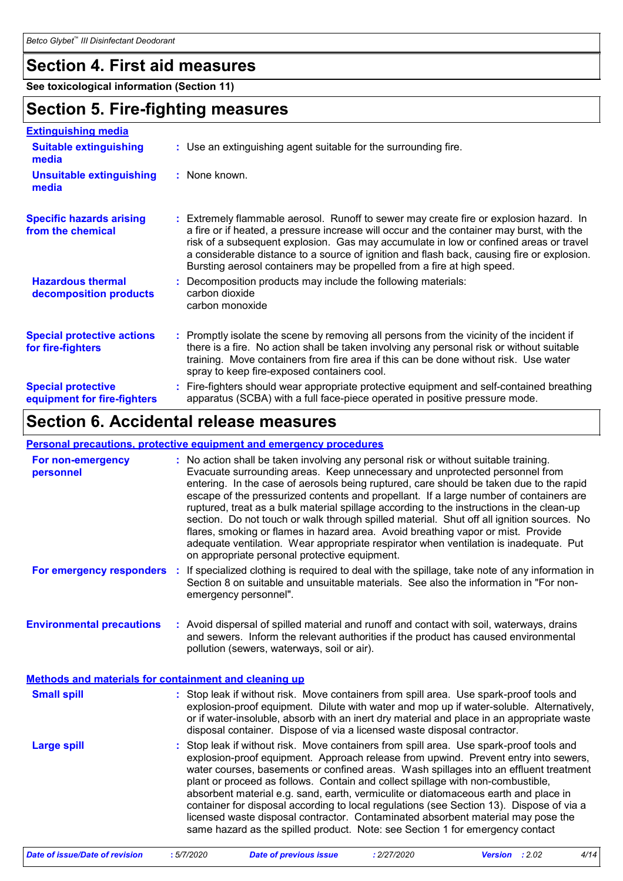## Section 4. First aid measures

**See toxicological information (Section 11)**

## Section 5. Fire-fighting measures

### Extinguishing media

**Suitable extinguishing media** : Use an extinguishing agent suitable for the surrounding fire.

**Unsuitable extinguishing media** : None known.

**Specific hazards arising from the chemical** : Extremely flammable aerosol. Runoff to sewer may create fire or explosion hazard. In a fire or if heated, a pressure increase will occur and the container may burst, with the risk of a subsequent explosion. Gas may accumulate in low or confined areas or travel a considerable distance to a source of ignition and flash back, causing fire or explosion. Bursting aerosol containers may be propelled from a fire at high speed.

**Hazardous thermal decomposition products** : Decomposition products may include the following materials:
carbon dioxide
carbon monoxide

**Special protective actions for fire-fighters** : Promptly isolate the scene by removing all persons from the vicinity of the incident if there is a fire. No action shall be taken involving any personal risk or without suitable training. Move containers from fire area if this can be done without risk. Use water spray to keep fire-exposed containers cool.

**Special protective equipment for fire-fighters** : Fire-fighters should wear appropriate protective equipment and self-contained breathing apparatus (SCBA) with a full face-piece operated in positive pressure mode.

## Section 6. Accidental release measures

### Personal precautions, protective equipment and emergency procedures

**For non-emergency personnel** : No action shall be taken involving any personal risk or without suitable training. Evacuate surrounding areas. Keep unnecessary and unprotected personnel from entering. In the case of aerosols being ruptured, care should be taken due to the rapid escape of the pressurized contents and propellant. If a large number of containers are ruptured, treat as a bulk material spillage according to the instructions in the clean-up section. Do not touch or walk through spilled material. Shut off all ignition sources. No flares, smoking or flames in hazard area. Avoid breathing vapor or mist. Provide adequate ventilation. Wear appropriate respirator when ventilation is inadequate. Put on appropriate personal protective equipment.

**For emergency responders** : If specialized clothing is required to deal with the spillage, take note of any information in Section 8 on suitable and unsuitable materials. See also the information in "For non-emergency personnel".

**Environmental precautions** : Avoid dispersal of spilled material and runoff and contact with soil, waterways, drains and sewers. Inform the relevant authorities if the product has caused environmental pollution (sewers, waterways, soil or air).

### Methods and materials for containment and cleaning up

**Small spill** : Stop leak if without risk. Move containers from spill area. Use spark-proof tools and explosion-proof equipment. Dilute with water and mop up if water-soluble. Alternatively, or if water-insoluble, absorb with an inert dry material and place in an appropriate waste disposal container. Dispose of via a licensed waste disposal contractor.

**Large spill** : Stop leak if without risk. Move containers from spill area. Use spark-proof tools and explosion-proof equipment. Approach release from upwind. Prevent entry into sewers, water courses, basements or confined areas. Wash spillages into an effluent treatment plant or proceed as follows. Contain and collect spillage with non-combustible, absorbent material e.g. sand, earth, vermiculite or diatomaceous earth and place in container for disposal according to local regulations (see Section 13). Dispose of via a licensed waste disposal contractor. Contaminated absorbent material may pose the same hazard as the spilled product. Note: see Section 1 for emergency contact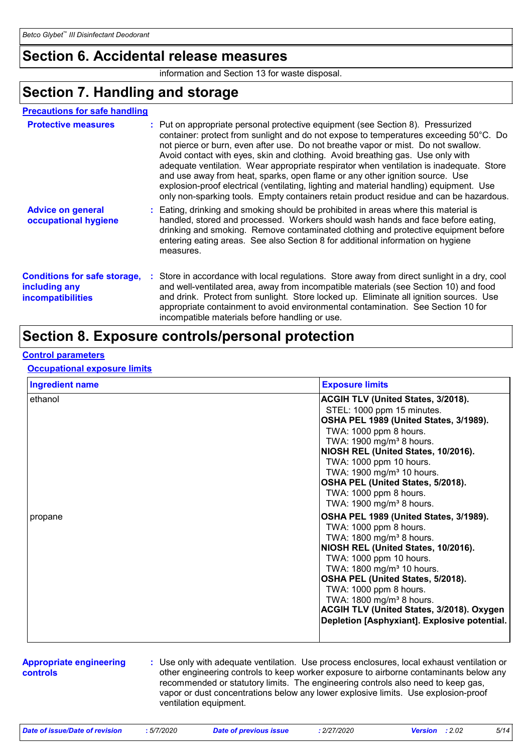## Section 6. Accidental release measures

information and Section 13 for waste disposal.

## Section 7. Handling and storage

### Precautions for safe handling

**Protective measures** : Put on appropriate personal protective equipment (see Section 8). Pressurized container: protect from sunlight and do not expose to temperatures exceeding 50°C. Do not pierce or burn, even after use. Do not breathe vapor or mist. Do not swallow. Avoid contact with eyes, skin and clothing. Avoid breathing gas. Use only with adequate ventilation. Wear appropriate respirator when ventilation is inadequate. Store and use away from heat, sparks, open flame or any other ignition source. Use explosion-proof electrical (ventilating, lighting and material handling) equipment. Use only non-sparking tools. Empty containers retain product residue and can be hazardous.

**Advice on general occupational hygiene** : Eating, drinking and smoking should be prohibited in areas where this material is handled, stored and processed. Workers should wash hands and face before eating, drinking and smoking. Remove contaminated clothing and protective equipment before entering eating areas. See also Section 8 for additional information on hygiene measures.

**Conditions for safe storage, including any incompatibilities** : Store in accordance with local regulations. Store away from direct sunlight in a dry, cool and well-ventilated area, away from incompatible materials (see Section 10) and food and drink. Protect from sunlight. Store locked up. Eliminate all ignition sources. Use appropriate containment to avoid environmental contamination. See Section 10 for incompatible materials before handling or use.

## Section 8. Exposure controls/personal protection

### Control parameters

#### Occupational exposure limits

| Ingredient name | Exposure limits |
|---|---|
| ethanol | **ACGIH TLV (United States, 3/2018).**<br>STEL: 1000 ppm 15 minutes.<br>**OSHA PEL 1989 (United States, 3/1989).**<br>TWA: 1000 ppm 8 hours.<br>TWA: 1900 mg/m³ 8 hours.<br>**NIOSH REL (United States, 10/2016).**<br>TWA: 1000 ppm 10 hours.<br>TWA: 1900 mg/m³ 10 hours.<br>**OSHA PEL (United States, 5/2018).**<br>TWA: 1000 ppm 8 hours.<br>TWA: 1900 mg/m³ 8 hours. |
| propane | **OSHA PEL 1989 (United States, 3/1989).**<br>TWA: 1000 ppm 8 hours.<br>TWA: 1800 mg/m³ 8 hours.<br>**NIOSH REL (United States, 10/2016).**<br>TWA: 1000 ppm 10 hours.<br>TWA: 1800 mg/m³ 10 hours.<br>**OSHA PEL (United States, 5/2018).**<br>TWA: 1000 ppm 8 hours.<br>TWA: 1800 mg/m³ 8 hours.<br>**ACGIH TLV (United States, 3/2018). Oxygen Depletion [Asphyxiant]. Explosive potential.** |

**Appropriate engineering controls** : Use only with adequate ventilation. Use process enclosures, local exhaust ventilation or other engineering controls to keep worker exposure to airborne contaminants below any recommended or statutory limits. The engineering controls also need to keep gas, vapor or dust concentrations below any lower explosive limits. Use explosion-proof ventilation equipment.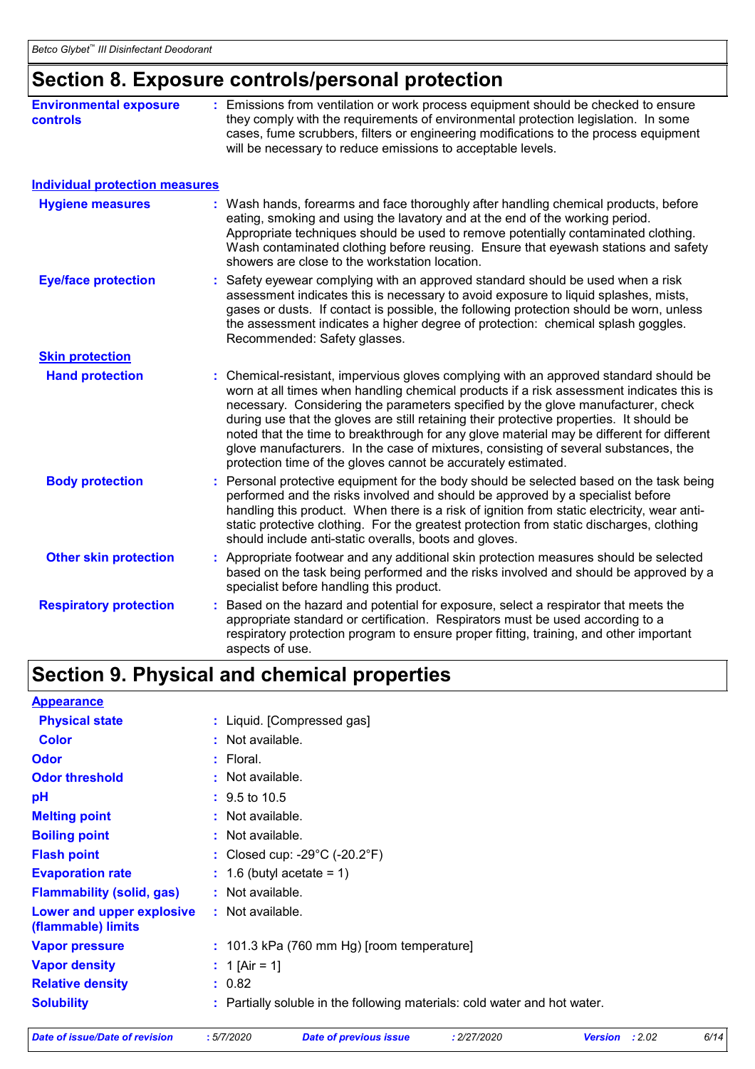## Section 8. Exposure controls/personal protection

**Environmental exposure controls** : Emissions from ventilation or work process equipment should be checked to ensure they comply with the requirements of environmental protection legislation. In some cases, fume scrubbers, filters or engineering modifications to the process equipment will be necessary to reduce emissions to acceptable levels.

### Individual protection measures

**Hygiene measures** : Wash hands, forearms and face thoroughly after handling chemical products, before eating, smoking and using the lavatory and at the end of the working period. Appropriate techniques should be used to remove potentially contaminated clothing. Wash contaminated clothing before reusing. Ensure that eyewash stations and safety showers are close to the workstation location.

**Eye/face protection** : Safety eyewear complying with an approved standard should be used when a risk assessment indicates this is necessary to avoid exposure to liquid splashes, mists, gases or dusts. If contact is possible, the following protection should be worn, unless the assessment indicates a higher degree of protection: chemical splash goggles. Recommended: Safety glasses.

**Skin protection**

**Hand protection** : Chemical-resistant, impervious gloves complying with an approved standard should be worn at all times when handling chemical products if a risk assessment indicates this is necessary. Considering the parameters specified by the glove manufacturer, check during use that the gloves are still retaining their protective properties. It should be noted that the time to breakthrough for any glove material may be different for different glove manufacturers. In the case of mixtures, consisting of several substances, the protection time of the gloves cannot be accurately estimated.

**Body protection** : Personal protective equipment for the body should be selected based on the task being performed and the risks involved and should be approved by a specialist before handling this product. When there is a risk of ignition from static electricity, wear anti-static protective clothing. For the greatest protection from static discharges, clothing should include anti-static overalls, boots and gloves.

**Other skin protection** : Appropriate footwear and any additional skin protection measures should be selected based on the task being performed and the risks involved and should be approved by a specialist before handling this product.

**Respiratory protection** : Based on the hazard and potential for exposure, select a respirator that meets the appropriate standard or certification. Respirators must be used according to a respiratory protection program to ensure proper fitting, training, and other important aspects of use.

## Section 9. Physical and chemical properties

**Appearance**

**Physical state** : Liquid. [Compressed gas]

**Color** : Not available.

**Odor** : Floral.

**Odor threshold** : Not available.

**pH** : 9.5 to 10.5

**Melting point** : Not available.

**Boiling point** : Not available.

**Flash point** : Closed cup: -29°C (-20.2°F)

**Evaporation rate** : 1.6 (butyl acetate = 1)

**Flammability (solid, gas)** : Not available.

**Lower and upper explosive (flammable) limits** : Not available.

**Vapor pressure** : 101.3 kPa (760 mm Hg) [room temperature]

**Vapor density** : 1 [Air = 1]

**Relative density** : 0.82

**Solubility** : Partially soluble in the following materials: cold water and hot water.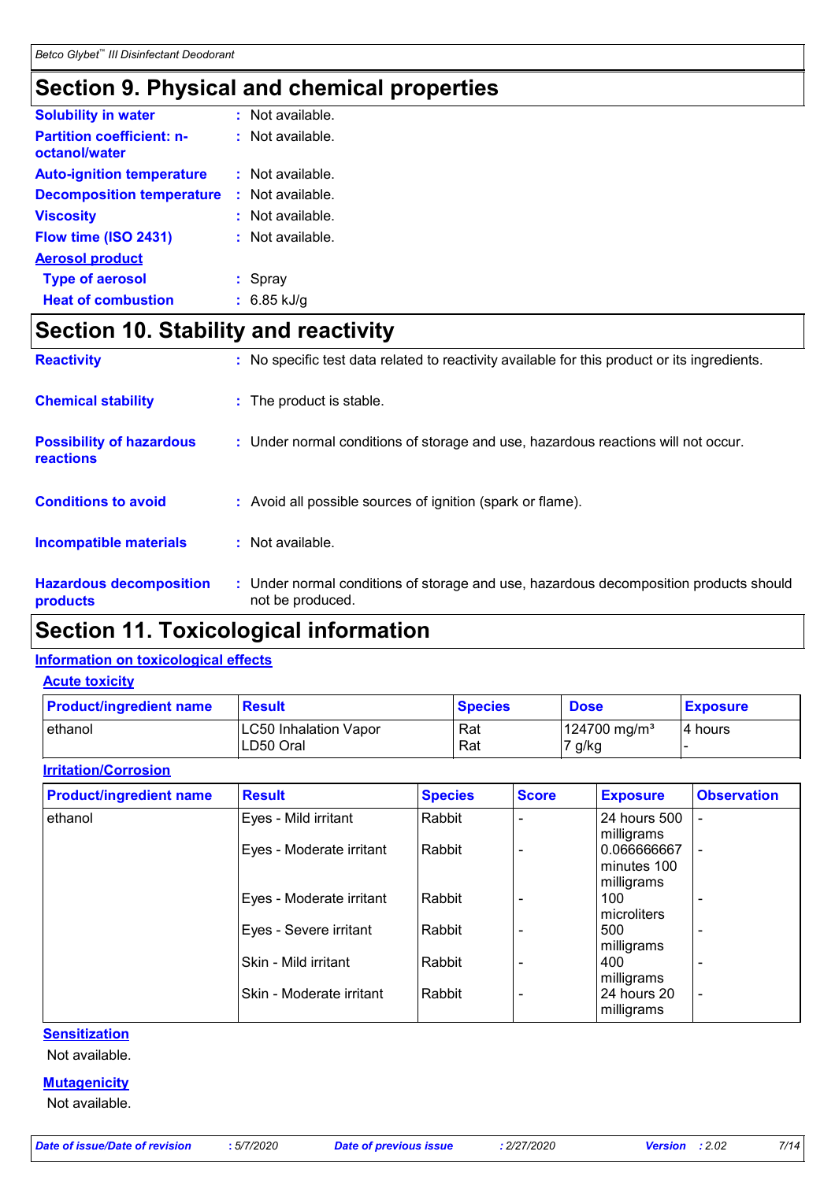## Section 9. Physical and chemical properties

**Solubility in water** : Not available.

**Partition coefficient: n-octanol/water** : Not available.

**Auto-ignition temperature** : Not available.

**Decomposition temperature** : Not available.

**Viscosity** : Not available.

**Flow time (ISO 2431)** : Not available.

**Aerosol product**

**Type of aerosol** : Spray

**Heat of combustion** : 6.85 kJ/g

## Section 10. Stability and reactivity

**Reactivity** : No specific test data related to reactivity available for this product or its ingredients.

**Chemical stability** : The product is stable.

**Possibility of hazardous reactions** : Under normal conditions of storage and use, hazardous reactions will not occur.

**Conditions to avoid** : Avoid all possible sources of ignition (spark or flame).

**Incompatible materials** : Not available.

**Hazardous decomposition products** : Under normal conditions of storage and use, hazardous decomposition products should not be produced.

## Section 11. Toxicological information

### Information on toxicological effects

#### Acute toxicity

| Product/ingredient name | Result | Species | Dose | Exposure |
|---|---|---|---|---|
| ethanol | LC50 Inhalation Vapor | Rat | 124700 mg/m³ | 4 hours |
| | LD50 Oral | Rat | 7 g/kg | - |

#### Irritation/Corrosion

| Product/ingredient name | Result | Species | Score | Exposure | Observation |
|---|---|---|---|---|---|
| ethanol | Eyes - Mild irritant | Rabbit | - | 24 hours 500 milligrams | - |
| | Eyes - Moderate irritant | Rabbit | - | 0.066666667 minutes 100 milligrams | - |
| | Eyes - Moderate irritant | Rabbit | - | 100 microliters | - |
| | Eyes - Severe irritant | Rabbit | - | 500 milligrams | - |
| | Skin - Mild irritant | Rabbit | - | 400 milligrams | - |
| | Skin - Moderate irritant | Rabbit | - | 24 hours 20 milligrams | - |

#### Sensitization

Not available.

#### Mutagenicity

Not available.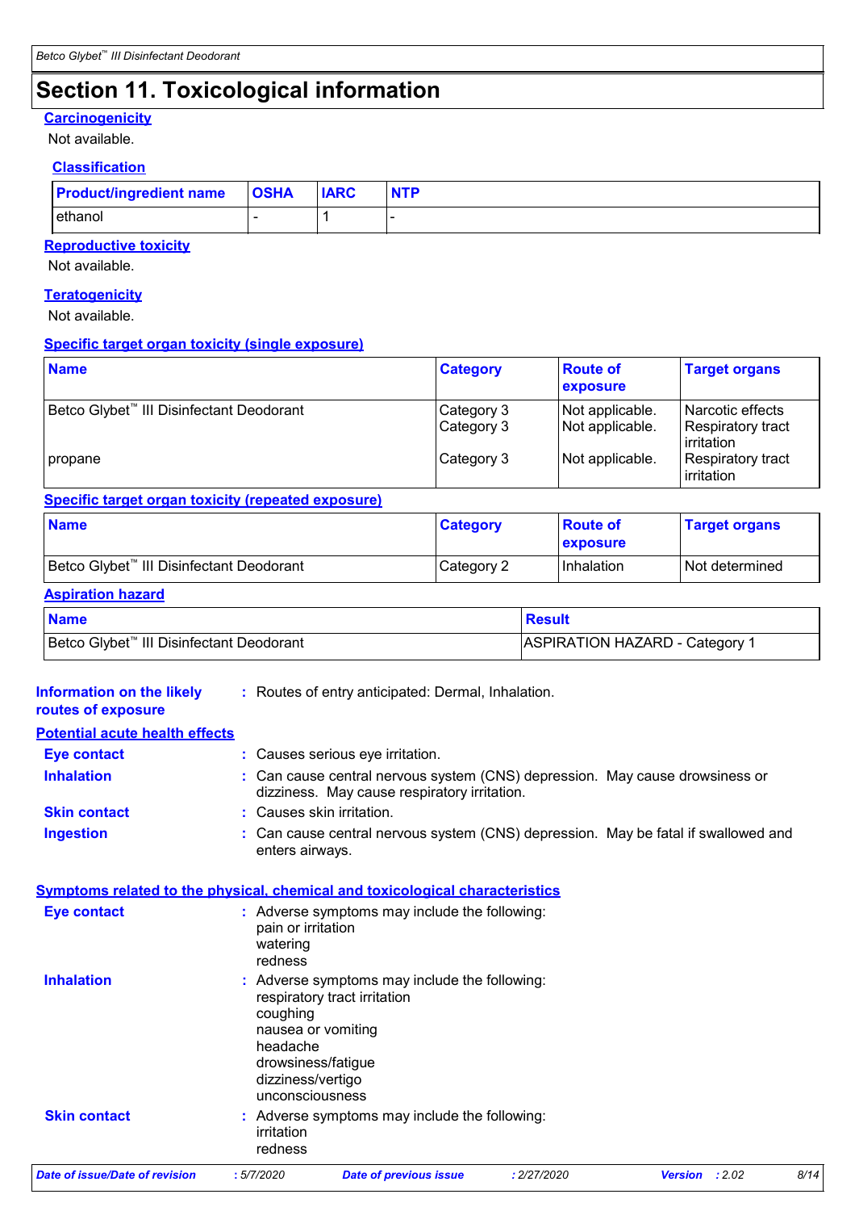## Section 11. Toxicological information

### Carcinogenicity

Not available.

#### Classification

| Product/ingredient name | OSHA | IARC | NTP |
|---|---|---|---|
| ethanol | - | 1 | - |

### Reproductive toxicity

Not available.

### Teratogenicity

Not available.

### Specific target organ toxicity (single exposure)

| Name | Category | Route of exposure | Target organs |
|---|---|---|---|
| Betco Glybet™ III Disinfectant Deodorant | Category 3 | Not applicable. | Narcotic effects |
| | Category 3 | Not applicable. | Respiratory tract irritation |
| propane | Category 3 | Not applicable. | Respiratory tract irritation |

### Specific target organ toxicity (repeated exposure)

| Name | Category | Route of exposure | Target organs |
|---|---|---|---|
| Betco Glybet™ III Disinfectant Deodorant | Category 2 | Inhalation | Not determined |

### Aspiration hazard

| Name | Result |
|---|---|
| Betco Glybet™ III Disinfectant Deodorant | ASPIRATION HAZARD - Category 1 |

**Information on the likely routes of exposure** : Routes of entry anticipated: Dermal, Inhalation.

### Potential acute health effects

**Eye contact** : Causes serious eye irritation.

**Inhalation** : Can cause central nervous system (CNS) depression. May cause drowsiness or dizziness. May cause respiratory irritation.

**Skin contact** : Causes skin irritation.

**Ingestion** : Can cause central nervous system (CNS) depression. May be fatal if swallowed and enters airways.

### Symptoms related to the physical, chemical and toxicological characteristics

**Eye contact** : Adverse symptoms may include the following:
pain or irritation
watering
redness

**Inhalation** : Adverse symptoms may include the following:
respiratory tract irritation
coughing
nausea or vomiting
headache
drowsiness/fatigue
dizziness/vertigo
unconsciousness

**Skin contact** : Adverse symptoms may include the following:
irritation
redness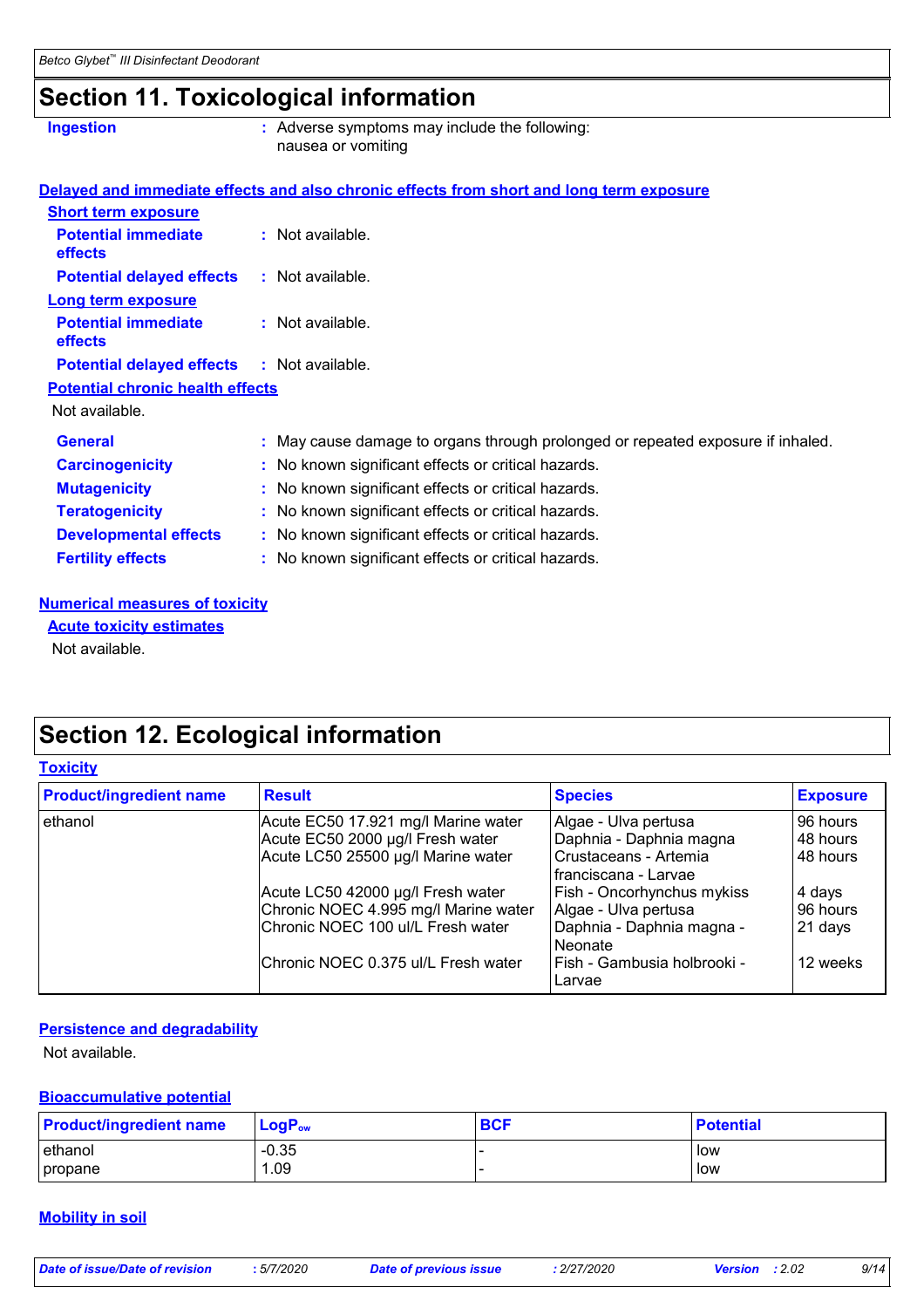## Section 11. Toxicological information

**Ingestion** : Adverse symptoms may include the following:
nausea or vomiting

**Delayed and immediate effects and also chronic effects from short and long term exposure**

**Short term exposure**

**Potential immediate effects** : Not available.

**Potential delayed effects** : Not available.

**Long term exposure**

**Potential immediate effects** : Not available.

**Potential delayed effects** : Not available.

**Potential chronic health effects**

Not available.

**General** : May cause damage to organs through prolonged or repeated exposure if inhaled.

**Carcinogenicity** : No known significant effects or critical hazards.

**Mutagenicity** : No known significant effects or critical hazards.

**Teratogenicity** : No known significant effects or critical hazards.

**Developmental effects** : No known significant effects or critical hazards.

**Fertility effects** : No known significant effects or critical hazards.

**Numerical measures of toxicity**

**Acute toxicity estimates**

Not available.

## Section 12. Ecological information

**Toxicity**

| Product/ingredient name | Result | Species | Exposure |
|---|---|---|---|
| ethanol | Acute EC50 17.921 mg/l Marine water | Algae - Ulva pertusa | 96 hours |
| | Acute EC50 2000 µg/l Fresh water | Daphnia - Daphnia magna | 48 hours |
| | Acute LC50 25500 µg/l Marine water | Crustaceans - Artemia franciscana - Larvae | 48 hours |
| | Acute LC50 42000 µg/l Fresh water | Fish - Oncorhynchus mykiss | 4 days |
| | Chronic NOEC 4.995 mg/l Marine water | Algae - Ulva pertusa | 96 hours |
| | Chronic NOEC 100 ul/L Fresh water | Daphnia - Daphnia magna - Neonate | 21 days |
| | Chronic NOEC 0.375 ul/L Fresh water | Fish - Gambusia holbrooki - Larvae | 12 weeks |

**Persistence and degradability**

Not available.

**Bioaccumulative potential**

| Product/ingredient name | $LogP_{ow}$ | BCF | Potential |
|---|---|---|---|
| ethanol | -0.35 | - | low |
| propane | 1.09 | - | low |

**Mobility in soil**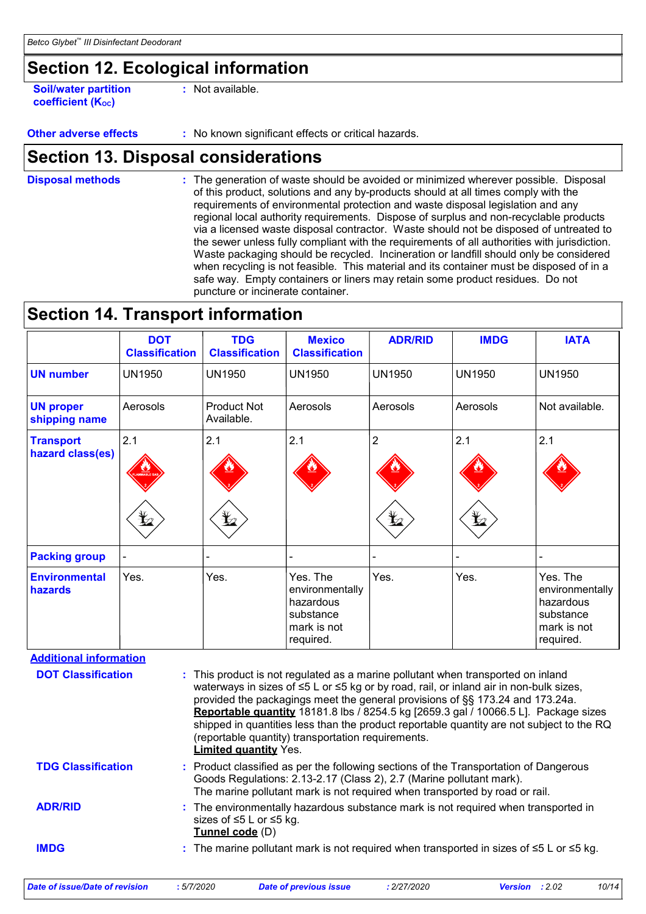## Section 12. Ecological information

**Soil/water partition coefficient ($K_{OC}$)** : Not available.

**Other adverse effects** : No known significant effects or critical hazards.

## Section 13. Disposal considerations

**Disposal methods** : The generation of waste should be avoided or minimized wherever possible. Disposal of this product, solutions and any by-products should at all times comply with the requirements of environmental protection and waste disposal legislation and any regional local authority requirements. Dispose of surplus and non-recyclable products via a licensed waste disposal contractor. Waste should not be disposed of untreated to the sewer unless fully compliant with the requirements of all authorities with jurisdiction. Waste packaging should be recycled. Incineration or landfill should only be considered when recycling is not feasible. This material and its container must be disposed of in a safe way. Empty containers or liners may retain some product residues. Do not puncture or incinerate container.

## Section 14. Transport information

| | DOT Classification | TDG Classification | Mexico Classification | ADR/RID | IMDG | IATA |
|---|---|---|---|---|---|---|
| **UN number** | UN1950 | UN1950 | UN1950 | UN1950 | UN1950 | UN1950 |
| **UN proper shipping name** | Aerosols | Product Not Available. | Aerosols | Aerosols | Aerosols | Not available. |
| **Transport hazard class(es)** | 2.1 | 2.1 | 2.1 | 2 | 2.1 | 2.1 |
| **Packing group** | - | - | - | - | - | - |
| **Environmental hazards** | Yes. | Yes. | Yes. The environmentally hazardous substance mark is not required. | Yes. | Yes. | Yes. The environmentally hazardous substance mark is not required. |

**Additional information**

**DOT Classification** : This product is not regulated as a marine pollutant when transported on inland waterways in sizes of ≤5 L or ≤5 kg or by road, rail, or inland air in non-bulk sizes, provided the packagings meet the general provisions of §§ 173.24 and 173.24a. **Reportable quantity** 18181.8 lbs / 8254.5 kg [2659.3 gal / 10066.5 L]. Package sizes shipped in quantities less than the product reportable quantity are not subject to the RQ (reportable quantity) transportation requirements.
**Limited quantity** Yes.

**TDG Classification** : Product classified as per the following sections of the Transportation of Dangerous Goods Regulations: 2.13-2.17 (Class 2), 2.7 (Marine pollutant mark).
The marine pollutant mark is not required when transported by road or rail.

**ADR/RID** : The environmentally hazardous substance mark is not required when transported in sizes of ≤5 L or ≤5 kg.
**Tunnel code** (D)

**IMDG** : The marine pollutant mark is not required when transported in sizes of ≤5 L or ≤5 kg.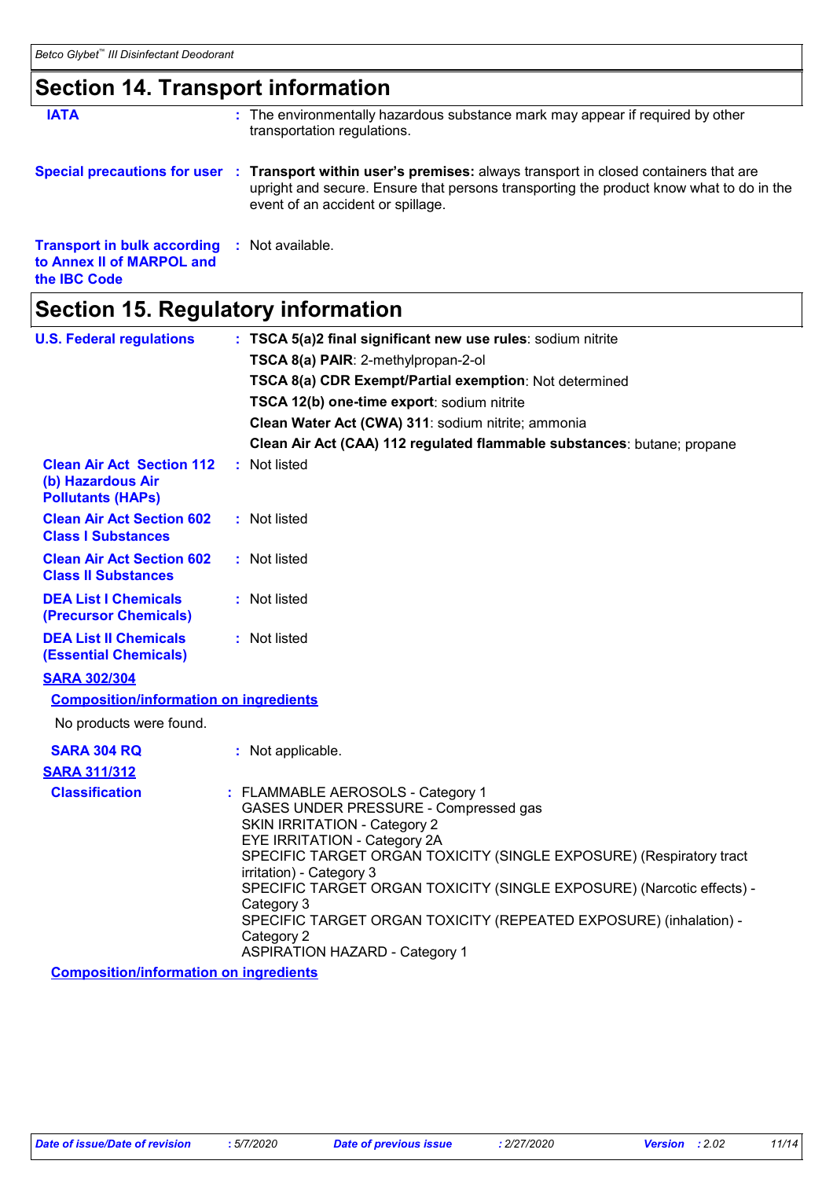## Section 14. Transport information

**IATA** : The environmentally hazardous substance mark may appear if required by other transportation regulations.

**Special precautions for user** : **Transport within user's premises:** always transport in closed containers that are upright and secure. Ensure that persons transporting the product know what to do in the event of an accident or spillage.

**Transport in bulk according to Annex II of MARPOL and the IBC Code** : Not available.

## Section 15. Regulatory information

**U.S. Federal regulations** : **TSCA 5(a)2 final significant new use rules**: sodium nitrite

**TSCA 8(a) PAIR**: 2-methylpropan-2-ol

**TSCA 8(a) CDR Exempt/Partial exemption**: Not determined

**TSCA 12(b) one-time export**: sodium nitrite

**Clean Water Act (CWA) 311**: sodium nitrite; ammonia

**Clean Air Act (CAA) 112 regulated flammable substances**: butane; propane

**Clean Air Act Section 112 (b) Hazardous Air Pollutants (HAPs)** : Not listed

**Clean Air Act Section 602 Class I Substances** : Not listed

**Clean Air Act Section 602 Class II Substances** : Not listed

**DEA List I Chemicals (Precursor Chemicals)** : Not listed

**DEA List II Chemicals (Essential Chemicals)** : Not listed

**SARA 302/304**

**Composition/information on ingredients**

No products were found.

**SARA 304 RQ** : Not applicable.

**SARA 311/312**

**Classification** : FLAMMABLE AEROSOLS - Category 1
GASES UNDER PRESSURE - Compressed gas
SKIN IRRITATION - Category 2
EYE IRRITATION - Category 2A
SPECIFIC TARGET ORGAN TOXICITY (SINGLE EXPOSURE) (Respiratory tract irritation) - Category 3
SPECIFIC TARGET ORGAN TOXICITY (SINGLE EXPOSURE) (Narcotic effects) - Category 3
SPECIFIC TARGET ORGAN TOXICITY (REPEATED EXPOSURE) (inhalation) - Category 2
ASPIRATION HAZARD - Category 1

**Composition/information on ingredients**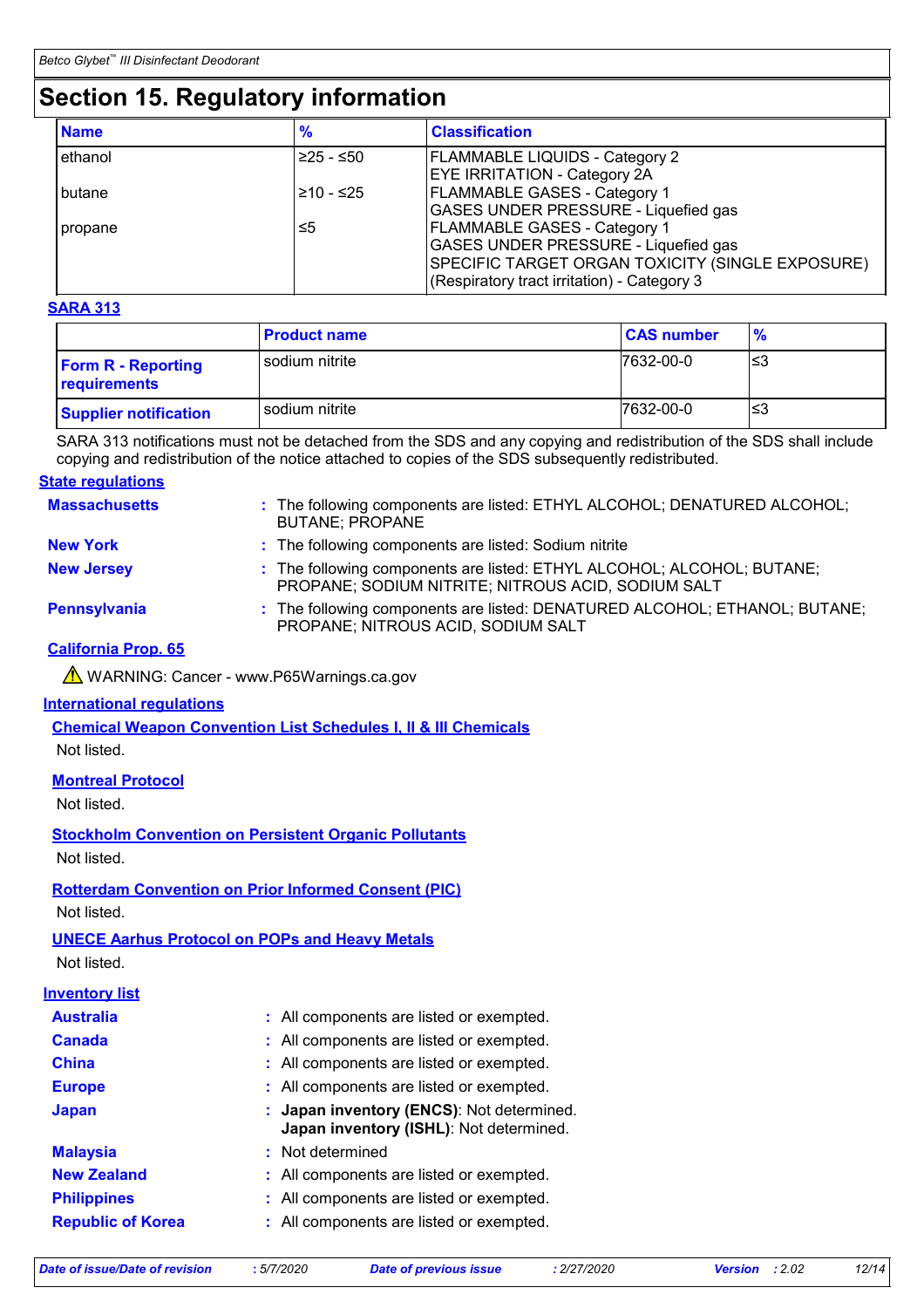# Section 15. Regulatory information

| Name | % | Classification |
|---|---|---|
| ethanol | ≥25 - ≤50 | FLAMMABLE LIQUIDS - Category 2<br>EYE IRRITATION - Category 2A |
| butane | ≥10 - ≤25 | FLAMMABLE GASES - Category 1<br>GASES UNDER PRESSURE - Liquefied gas |
| propane | ≤5 | FLAMMABLE GASES - Category 1<br>GASES UNDER PRESSURE - Liquefied gas<br>SPECIFIC TARGET ORGAN TOXICITY (SINGLE EXPOSURE) (Respiratory tract irritation) - Category 3 |

**SARA 313**

| | Product name | CAS number | % |
|---|---|---|---|
| **Form R - Reporting requirements** | sodium nitrite | 7632-00-0 | ≤3 |
| **Supplier notification** | sodium nitrite | 7632-00-0 | ≤3 |

SARA 313 notifications must not be detached from the SDS and any copying and redistribution of the SDS shall include copying and redistribution of the notice attached to copies of the SDS subsequently redistributed.

**State regulations**

**Massachusetts** : The following components are listed: ETHYL ALCOHOL; DENATURED ALCOHOL; BUTANE; PROPANE

**New York** : The following components are listed: Sodium nitrite

**New Jersey** : The following components are listed: ETHYL ALCOHOL; ALCOHOL; BUTANE; PROPANE; SODIUM NITRITE; NITROUS ACID, SODIUM SALT

**Pennsylvania** : The following components are listed: DENATURED ALCOHOL; ETHANOL; BUTANE; PROPANE; NITROUS ACID, SODIUM SALT

**California Prop. 65**

⚠ WARNING: Cancer - www.P65Warnings.ca.gov

**International regulations**

**Chemical Weapon Convention List Schedules I, II & III Chemicals**

Not listed.

**Montreal Protocol**

Not listed.

**Stockholm Convention on Persistent Organic Pollutants**

Not listed.

**Rotterdam Convention on Prior Informed Consent (PIC)**

Not listed.

**UNECE Aarhus Protocol on POPs and Heavy Metals**

Not listed.

**Inventory list**

**Australia** : All components are listed or exempted.

**Canada** : All components are listed or exempted.

**China** : All components are listed or exempted.

**Europe** : All components are listed or exempted.

**Japan** : **Japan inventory (ENCS)**: Not determined.
**Japan inventory (ISHL)**: Not determined.

**Malaysia** : Not determined

**New Zealand** : All components are listed or exempted.

**Philippines** : All components are listed or exempted.

**Republic of Korea** : All components are listed or exempted.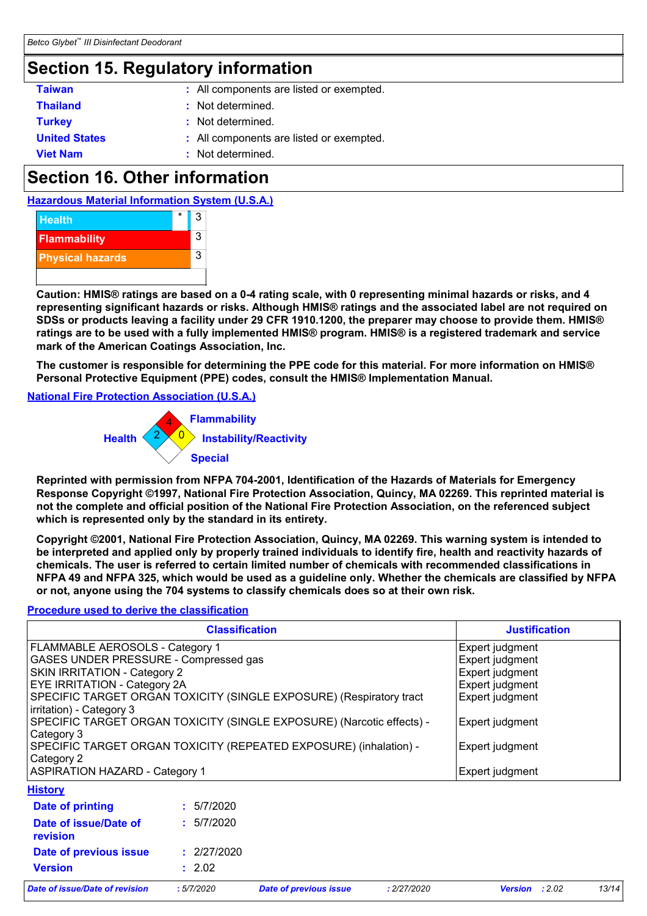## Section 15. Regulatory information

| | | |
|---|---|---|
| **Taiwan** | : | All components are listed or exempted. |
| **Thailand** | : | Not determined. |
| **Turkey** | : | Not determined. |
| **United States** | : | All components are listed or exempted. |
| **Viet Nam** | : | Not determined. |

## Section 16. Other information

**Hazardous Material Information System (U.S.A.)**

| | | |
|---|---|---|
| Health | * | 3 |
| Flammability | | 3 |
| Physical hazards | | 3 |

**Caution: HMIS® ratings are based on a 0-4 rating scale, with 0 representing minimal hazards or risks, and 4 representing significant hazards or risks. Although HMIS® ratings and the associated label are not required on SDSs or products leaving a facility under 29 CFR 1910.1200, the preparer may choose to provide them. HMIS® ratings are to be used with a fully implemented HMIS® program. HMIS® is a registered trademark and service mark of the American Coatings Association, Inc.**

**The customer is responsible for determining the PPE code for this material. For more information on HMIS® Personal Protective Equipment (PPE) codes, consult the HMIS® Implementation Manual.**

**National Fire Protection Association (U.S.A.)**

Health: 2
Flammability: 4
Instability/Reactivity: 0
Special:

**Reprinted with permission from NFPA 704-2001, Identification of the Hazards of Materials for Emergency Response Copyright ©1997, National Fire Protection Association, Quincy, MA 02269. This reprinted material is not the complete and official position of the National Fire Protection Association, on the referenced subject which is represented only by the standard in its entirety.**

**Copyright ©2001, National Fire Protection Association, Quincy, MA 02269. This warning system is intended to be interpreted and applied only by properly trained individuals to identify fire, health and reactivity hazards of chemicals. The user is referred to certain limited number of chemicals with recommended classifications in NFPA 49 and NFPA 325, which would be used as a guideline only. Whether the chemicals are classified by NFPA or not, anyone using the 704 systems to classify chemicals does so at their own risk.**

**Procedure used to derive the classification**

| Classification | Justification |
|---|---|
| FLAMMABLE AEROSOLS - Category 1 | Expert judgment |
| GASES UNDER PRESSURE - Compressed gas | Expert judgment |
| SKIN IRRITATION - Category 2 | Expert judgment |
| EYE IRRITATION - Category 2A | Expert judgment |
| SPECIFIC TARGET ORGAN TOXICITY (SINGLE EXPOSURE) (Respiratory tract irritation) - Category 3 | Expert judgment |
| SPECIFIC TARGET ORGAN TOXICITY (SINGLE EXPOSURE) (Narcotic effects) - Category 3 | Expert judgment |
| SPECIFIC TARGET ORGAN TOXICITY (REPEATED EXPOSURE) (inhalation) - Category 2 | Expert judgment |
| ASPIRATION HAZARD - Category 1 | Expert judgment |

**History**

| | | |
|---|---|---|
| **Date of printing** | : | 5/7/2020 |
| **Date of issue/Date of revision** | : | 5/7/2020 |
| **Date of previous issue** | : | 2/27/2020 |
| **Version** | : | 2.02 |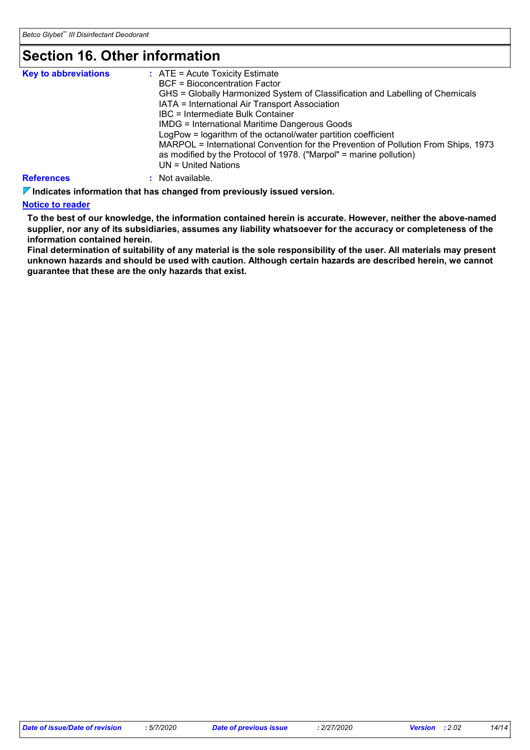## Section 16. Other information

**Key to abbreviations** : ATE = Acute Toxicity Estimate
BCF = Bioconcentration Factor
GHS = Globally Harmonized System of Classification and Labelling of Chemicals
IATA = International Air Transport Association
IBC = Intermediate Bulk Container
IMDG = International Maritime Dangerous Goods
LogPow = logarithm of the octanol/water partition coefficient
MARPOL = International Convention for the Prevention of Pollution From Ships, 1973 as modified by the Protocol of 1978. ("Marpol" = marine pollution)
UN = United Nations

**References** : Not available.

**Indicates information that has changed from previously issued version.**

**Notice to reader**

**To the best of our knowledge, the information contained herein is accurate. However, neither the above-named supplier, nor any of its subsidiaries, assumes any liability whatsoever for the accuracy or completeness of the information contained herein.**

**Final determination of suitability of any material is the sole responsibility of the user. All materials may present unknown hazards and should be used with caution. Although certain hazards are described herein, we cannot guarantee that these are the only hazards that exist.**